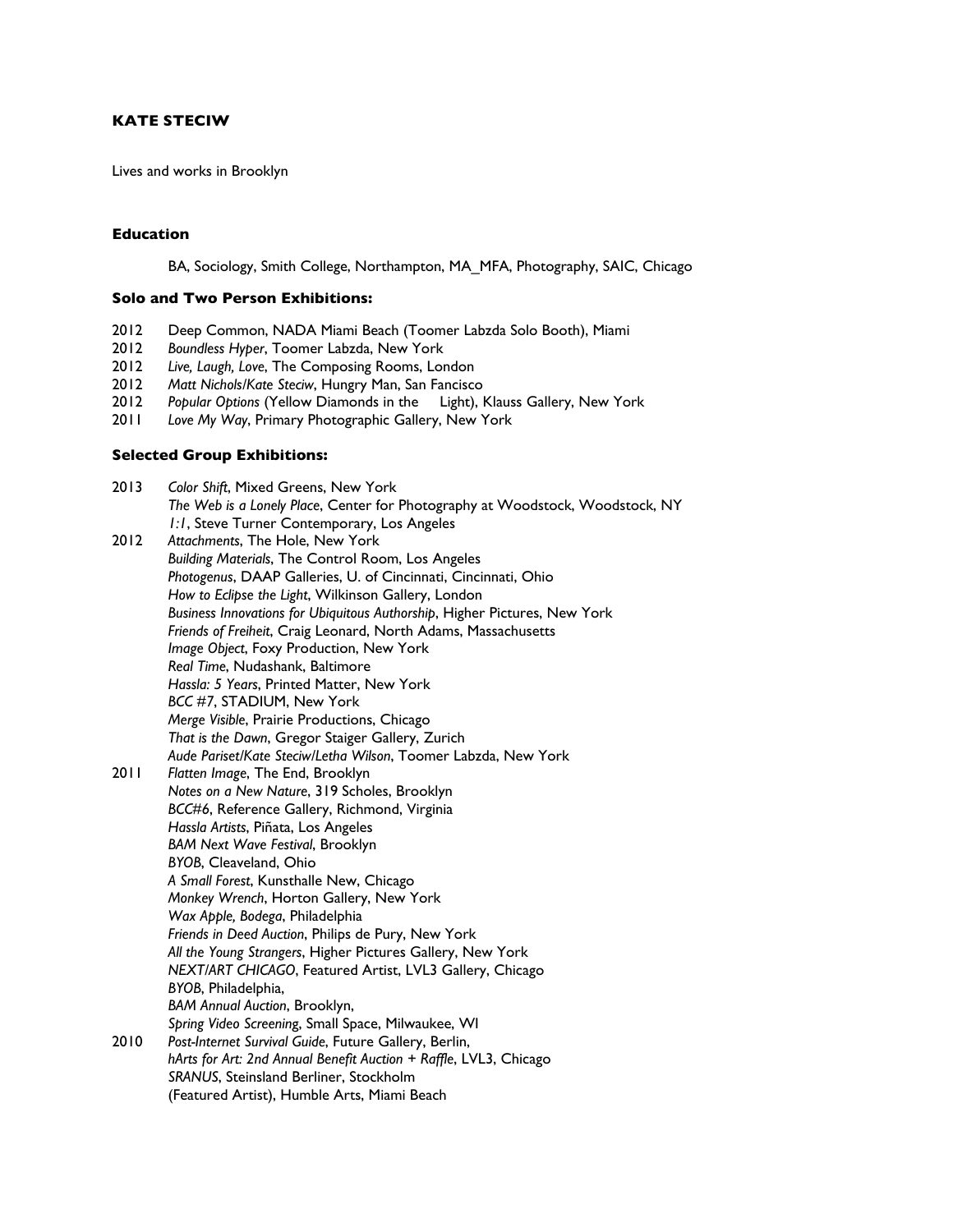# KATE STECIW

Lives and works in Brooklyn

## Education

BA, Sociology, Smith College, Northampton, MA_MFA, Photography, SAIC, Chicago

## Solo and Two Person Exhibitions:

2012 Deep Common, NADA Miami Beach (Toomer Labzda Solo Booth), Miami
2012 *Boundless Hyper*, Toomer Labzda, New York
2012 *Live, Laugh, Love*, The Composing Rooms, London
2012 *Matt Nichols/Kate Steciw*, Hungry Man, San Fancisco
2012 *Popular Options* (Yellow Diamonds in the Light), Klauss Gallery, New York
2011 *Love My Way*, Primary Photographic Gallery, New York

## Selected Group Exhibitions:

2013 *Color Shift*, Mixed Greens, New York
*The Web is a Lonely Place*, Center for Photography at Woodstock, Woodstock, NY
*1:1*, Steve Turner Contemporary, Los Angeles

2012 *Attachments*, The Hole, New York
*Building Materials*, The Control Room, Los Angeles
*Photogenus*, DAAP Galleries, U. of Cincinnati, Cincinnati, Ohio
*How to Eclipse the Light*, Wilkinson Gallery, London
*Business Innovations for Ubiquitous Authorship*, Higher Pictures, New York
*Friends of Freiheit*, Craig Leonard, North Adams, Massachusetts
*Image Object*, Foxy Production, New York
*Real Time*, Nudashank, Baltimore
*Hassla: 5 Years*, Printed Matter, New York
*BCC #7*, STADIUM, New York
*Merge Visible*, Prairie Productions, Chicago
*That is the Dawn*, Gregor Staiger Gallery, Zurich
*Aude Pariset/Kate Steciw/Letha Wilson*, Toomer Labzda, New York

2011 *Flatten Image*, The End, Brooklyn
*Notes on a New Nature*, 319 Scholes, Brooklyn
*BCC#6*, Reference Gallery, Richmond, Virginia
*Hassla Artists*, Piñata, Los Angeles
*BAM Next Wave Festival*, Brooklyn
*BYOB*, Cleaveland, Ohio
*A Small Forest*, Kunsthalle New, Chicago
*Monkey Wrench*, Horton Gallery, New York
*Wax Apple, Bodega*, Philadelphia
*Friends in Deed Auction*, Philips de Pury, New York
*All the Young Strangers*, Higher Pictures Gallery, New York
*NEXT/ART CHICAGO*, Featured Artist, LVL3 Gallery, Chicago
*BYOB*, Philadelphia,
*BAM Annual Auction*, Brooklyn,
*Spring Video Screening*, Small Space, Milwaukee, WI

2010 *Post-Internet Survival Guide*, Future Gallery, Berlin,
*hArts for Art: 2nd Annual Benefit Auction + Raffle*, LVL3, Chicago
*SRANUS*, Steinsland Berliner, Stockholm
(Featured Artist), Humble Arts, Miami Beach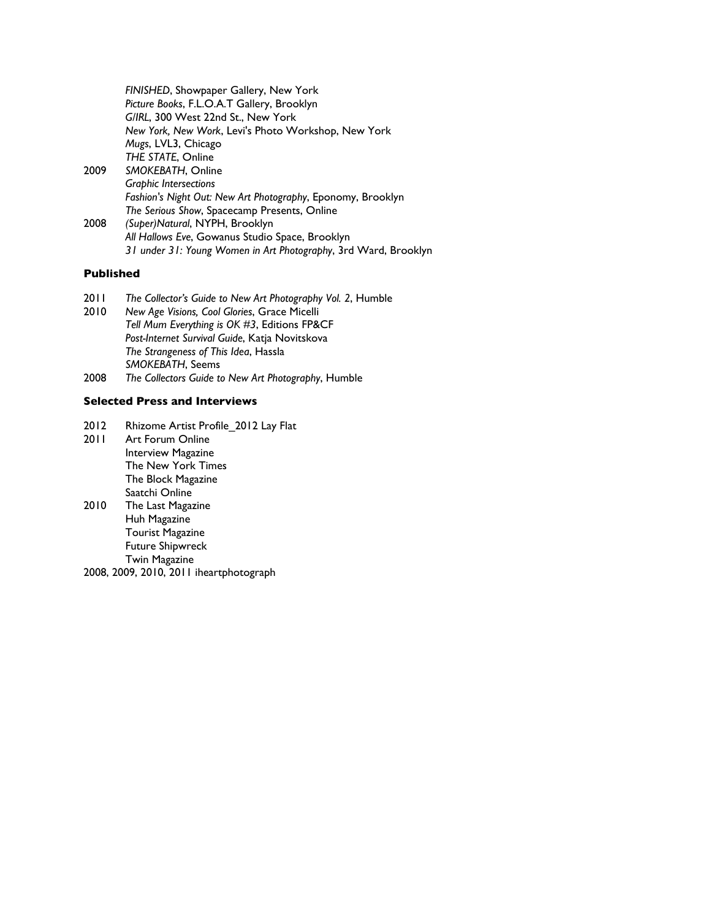*FINISHED*, Showpaper Gallery, New York
*Picture Books*, F.L.O.A.T Gallery, Brooklyn
*G/IRL*, 300 West 22nd St., New York
*New York, New Work*, Levi's Photo Workshop, New York
*Mugs*, LVL3, Chicago
*THE STATE*, Online

2009 *SMOKEBATH*, Online
*Graphic Intersections*
*Fashion's Night Out: New Art Photography*, Eponomy, Brooklyn
*The Serious Show*, Spacecamp Presents, Online

2008 *(Super)Natural*, NYPH, Brooklyn
*All Hallows Eve*, Gowanus Studio Space, Brooklyn
*31 under 31: Young Women in Art Photography*, 3rd Ward, Brooklyn

**Published**

2011 *The Collector's Guide to New Art Photography Vol. 2*, Humble

2010 *New Age Visions, Cool Glories*, Grace Micelli
*Tell Mum Everything is OK #3*, Editions FP&CF
*Post-Internet Survival Guide*, Katja Novitskova
*The Strangeness of This Idea*, Hassla
*SMOKEBATH*, Seems

2008 *The Collectors Guide to New Art Photography*, Humble

**Selected Press and Interviews**

2012 Rhizome Artist Profile_2012 Lay Flat

2011 Art Forum Online
Interview Magazine
The New York Times
The Block Magazine
Saatchi Online

2010 The Last Magazine
Huh Magazine
Tourist Magazine
Future Shipwreck
Twin Magazine

2008, 2009, 2010, 2011 iheartphotograph